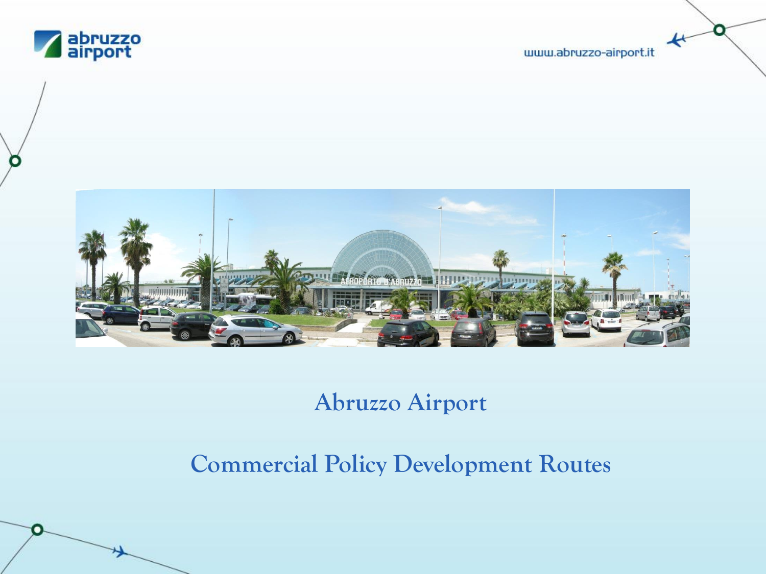abruzzo airport

www.abruzzo-airport.it

# Abruzzo Airport

## Commercial Policy Development Routes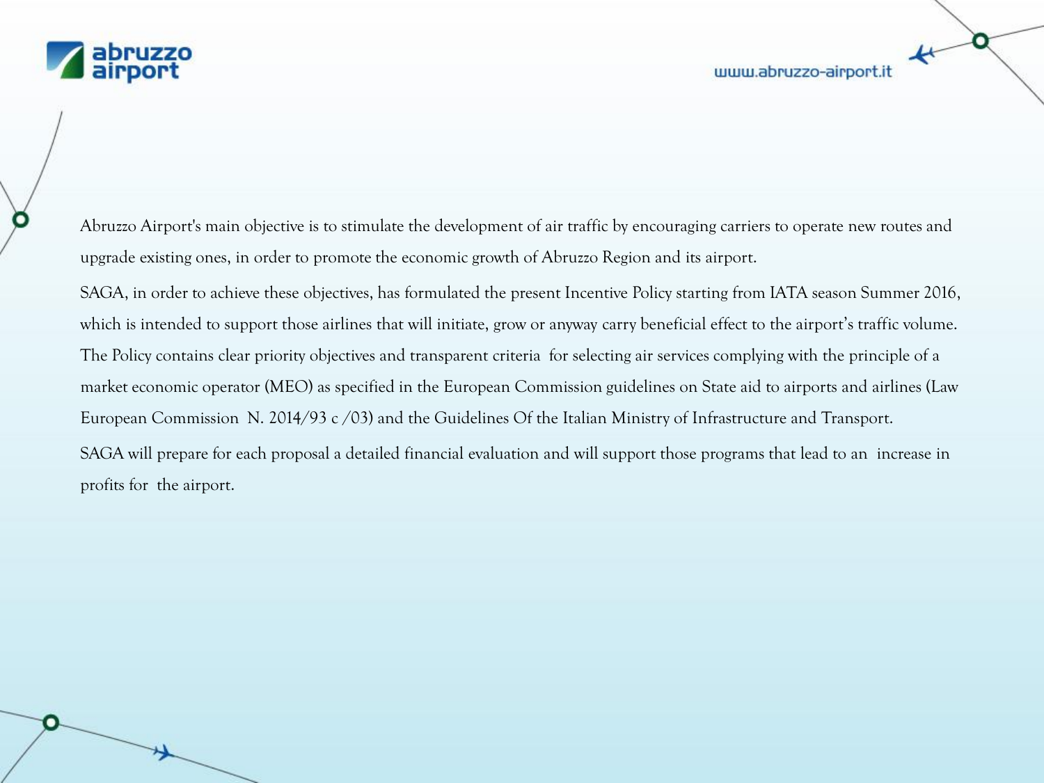Abruzzo Airport's main objective is to stimulate the development of air traffic by encouraging carriers to operate new routes and upgrade existing ones, in order to promote the economic growth of Abruzzo Region and its airport.

SAGA, in order to achieve these objectives, has formulated the present Incentive Policy starting from IATA season Summer 2016, which is intended to support those airlines that will initiate, grow or anyway carry beneficial effect to the airport's traffic volume. The Policy contains clear priority objectives and transparent criteria for selecting air services complying with the principle of a market economic operator (MEO) as specified in the European Commission guidelines on State aid to airports and airlines (Law European Commission N. 2014/93 c /03) and the Guidelines Of the Italian Ministry of Infrastructure and Transport.

SAGA will prepare for each proposal a detailed financial evaluation and will support those programs that lead to an increase in profits for the airport.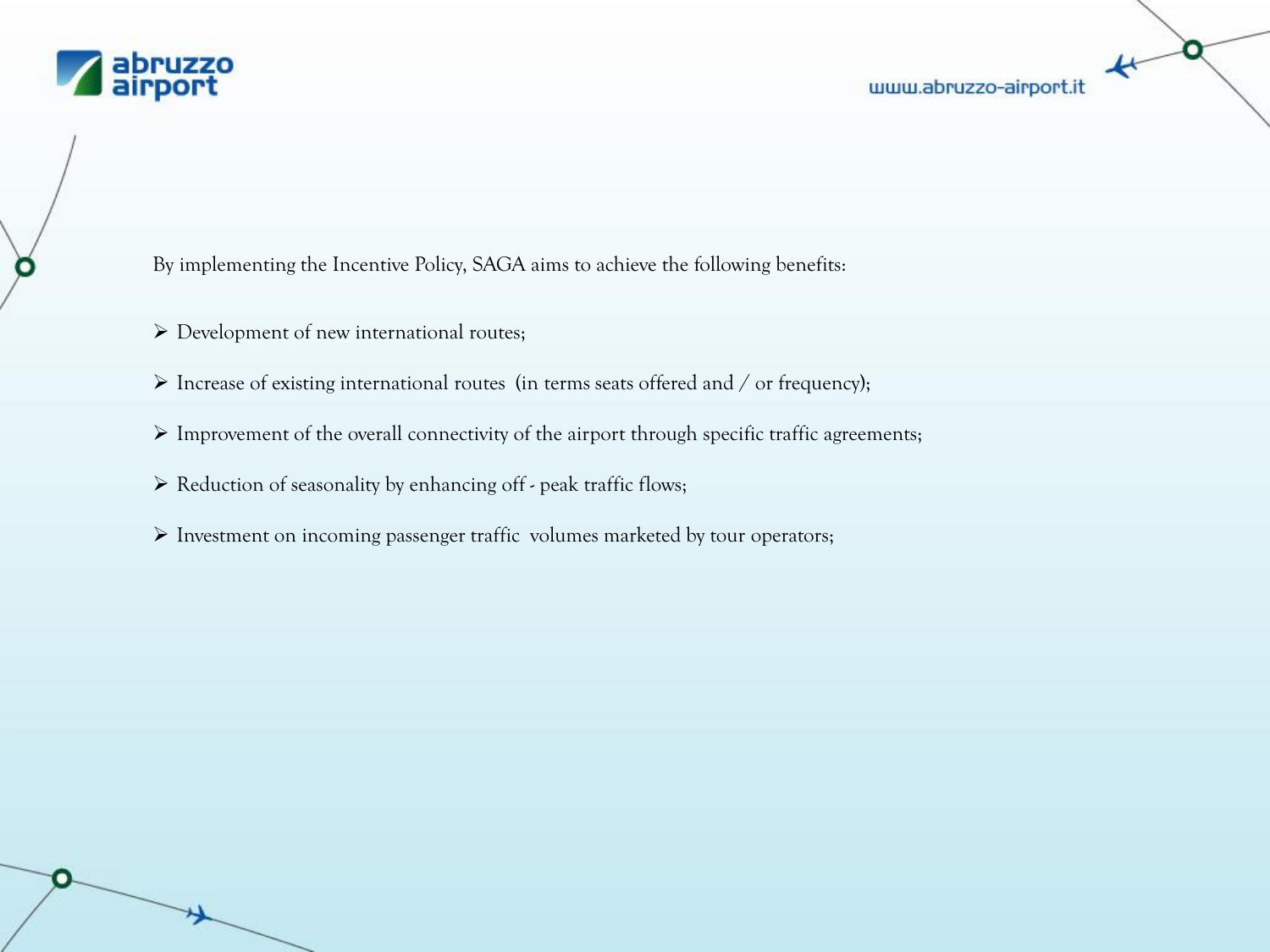By implementing the Incentive Policy, SAGA aims to achieve the following benefits:

- Development of new international routes;
- Increase of existing international routes (in terms seats offered and / or frequency);
- Improvement of the overall connectivity of the airport through specific traffic agreements;
- Reduction of seasonality by enhancing off - peak traffic flows;
- Investment on incoming passenger traffic volumes marketed by tour operators;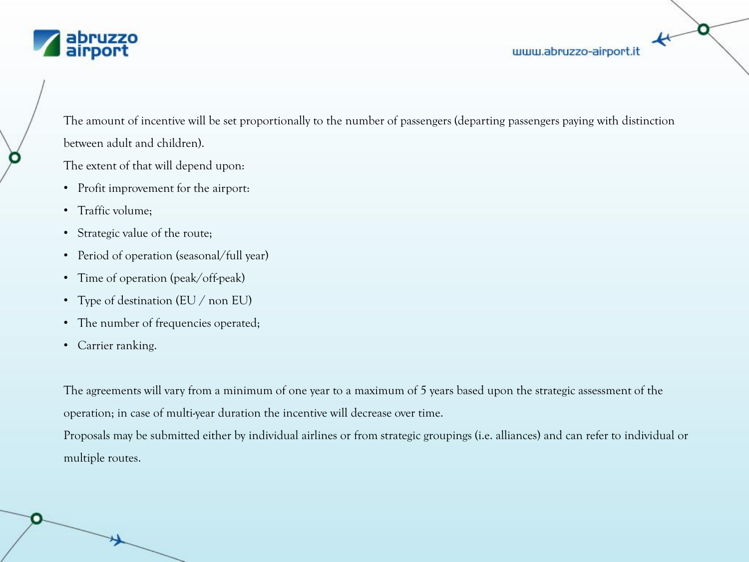The amount of incentive will be set proportionally to the number of passengers (departing passengers paying with distinction between adult and children).

The extent of that will depend upon:

- Profit improvement for the airport:
- Traffic volume;
- Strategic value of the route;
- Period of operation (seasonal/full year)
- Time of operation (peak/off-peak)
- Type of destination (EU / non EU)
- The number of frequencies operated;
- Carrier ranking.

The agreements will vary from a minimum of one year to a maximum of 5 years based upon the strategic assessment of the operation; in case of multi-year duration the incentive will decrease over time.

Proposals may be submitted either by individual airlines or from strategic groupings (i.e. alliances) and can refer to individual or multiple routes.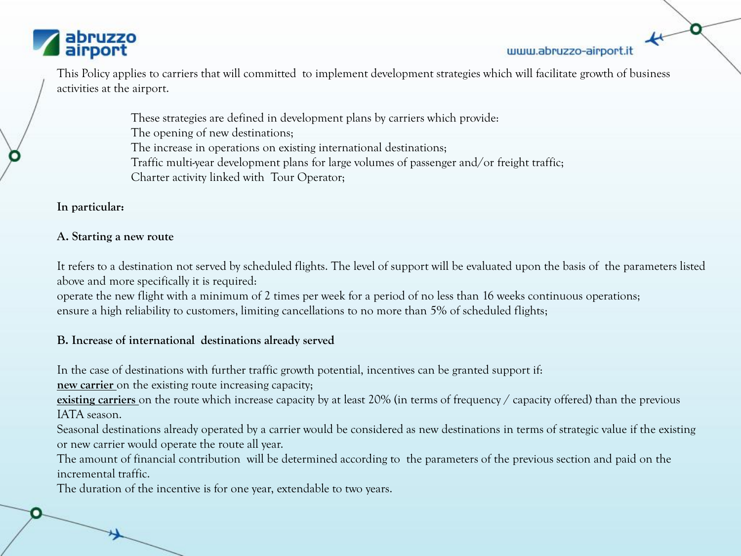This Policy applies to carriers that will committed to implement development strategies which will facilitate growth of business activities at the airport.

These strategies are defined in development plans by carriers which provide:
The opening of new destinations;
The increase in operations on existing international destinations;
Traffic multi-year development plans for large volumes of passenger and/or freight traffic;
Charter activity linked with Tour Operator;

**In particular:**

**A. Starting a new route**

It refers to a destination not served by scheduled flights. The level of support will be evaluated upon the basis of the parameters listed above and more specifically it is required:
operate the new flight with a minimum of 2 times per week for a period of no less than 16 weeks continuous operations;
ensure a high reliability to customers, limiting cancellations to no more than 5% of scheduled flights;

**B. Increase of international destinations already served**

In the case of destinations with further traffic growth potential, incentives can be granted support if:
**new carrier** on the existing route increasing capacity;
**existing carriers** on the route which increase capacity by at least 20% (in terms of frequency / capacity offered) than the previous IATA season.
Seasonal destinations already operated by a carrier would be considered as new destinations in terms of strategic value if the existing or new carrier would operate the route all year.
The amount of financial contribution will be determined according to the parameters of the previous section and paid on the incremental traffic.
The duration of the incentive is for one year, extendable to two years.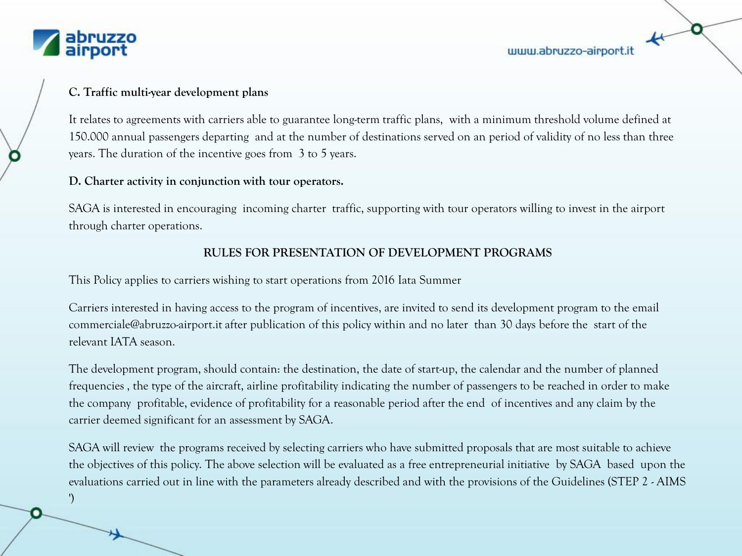**C. Traffic multi-year development plans**

It relates to agreements with carriers able to guarantee long-term traffic plans, with a minimum threshold volume defined at 150.000 annual passengers departing and at the number of destinations served on an period of validity of no less than three years. The duration of the incentive goes from 3 to 5 years.

**D. Charter activity in conjunction with tour operators.**

SAGA is interested in encouraging incoming charter traffic, supporting with tour operators willing to invest in the airport through charter operations.

## RULES FOR PRESENTATION OF DEVELOPMENT PROGRAMS

This Policy applies to carriers wishing to start operations from 2016 Iata Summer

Carriers interested in having access to the program of incentives, are invited to send its development program to the email commerciale@abruzzo-airport.it after publication of this policy within and no later than 30 days before the start of the relevant IATA season.

The development program, should contain: the destination, the date of start-up, the calendar and the number of planned frequencies , the type of the aircraft, airline profitability indicating the number of passengers to be reached in order to make the company profitable, evidence of profitability for a reasonable period after the end of incentives and any claim by the carrier deemed significant for an assessment by SAGA.

SAGA will review the programs received by selecting carriers who have submitted proposals that are most suitable to achieve the objectives of this policy. The above selection will be evaluated as a free entrepreneurial initiative by SAGA based upon the evaluations carried out in line with the parameters already described and with the provisions of the Guidelines (STEP 2 - AIMS ')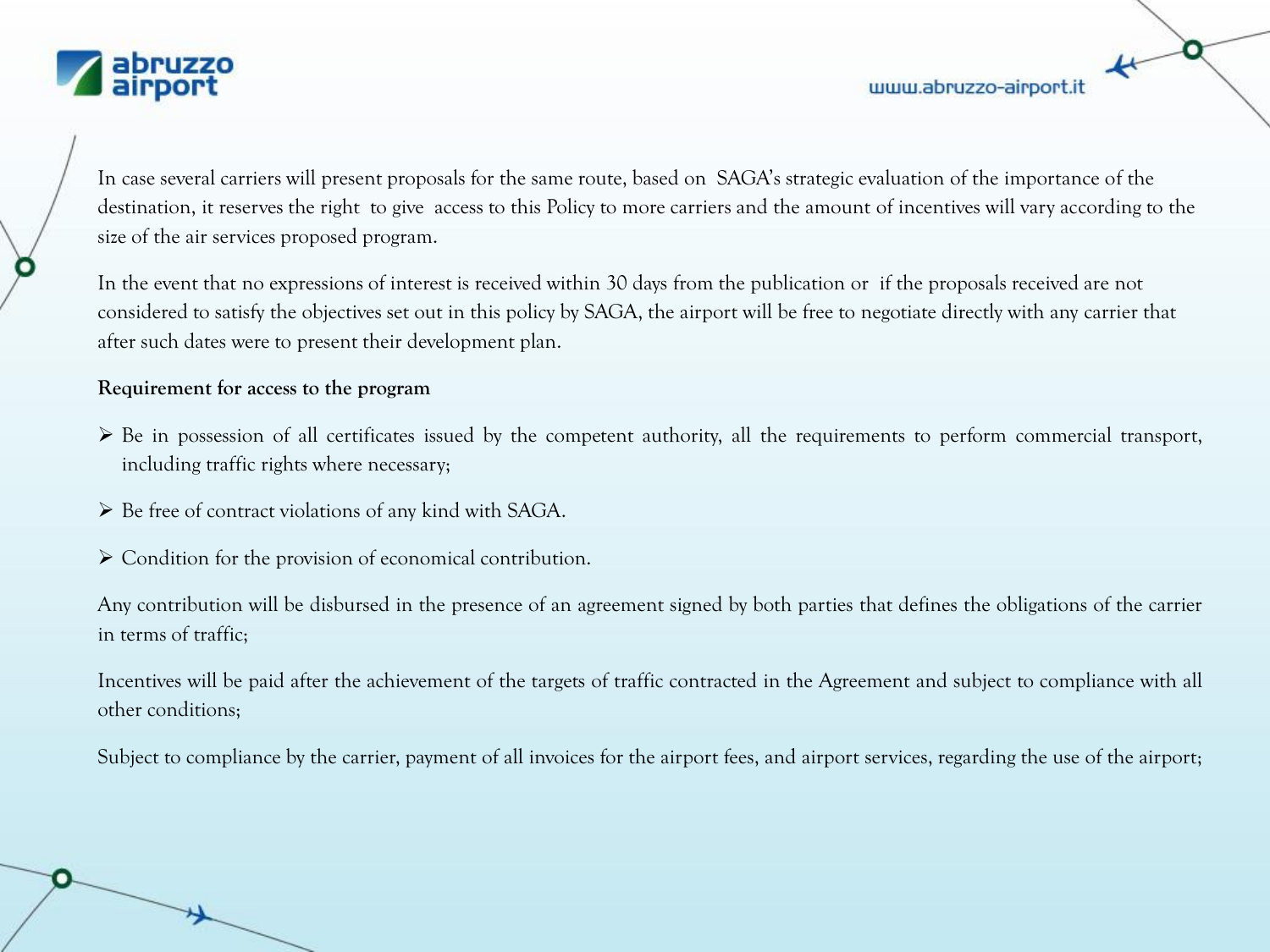In case several carriers will present proposals for the same route, based on SAGA's strategic evaluation of the importance of the destination, it reserves the right to give access to this Policy to more carriers and the amount of incentives will vary according to the size of the air services proposed program.

In the event that no expressions of interest is received within 30 days from the publication or if the proposals received are not considered to satisfy the objectives set out in this policy by SAGA, the airport will be free to negotiate directly with any carrier that after such dates were to present their development plan.

**Requirement for access to the program**

- Be in possession of all certificates issued by the competent authority, all the requirements to perform commercial transport, including traffic rights where necessary;
- Be free of contract violations of any kind with SAGA.
- Condition for the provision of economical contribution.

Any contribution will be disbursed in the presence of an agreement signed by both parties that defines the obligations of the carrier in terms of traffic;

Incentives will be paid after the achievement of the targets of traffic contracted in the Agreement and subject to compliance with all other conditions;

Subject to compliance by the carrier, payment of all invoices for the airport fees, and airport services, regarding the use of the airport;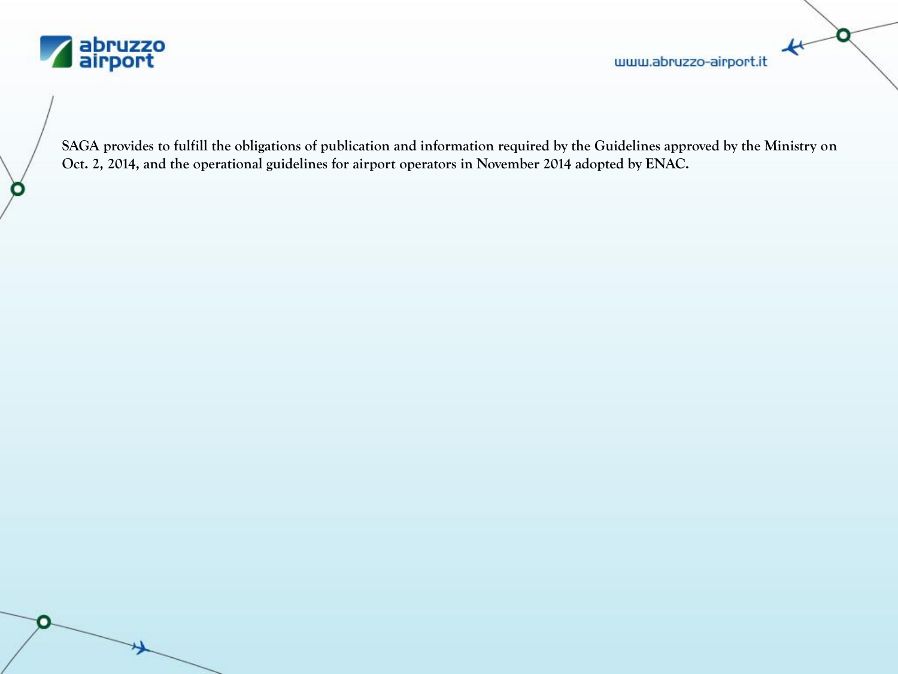**SAGA provides to fulfill the obligations of publication and information required by the Guidelines approved by the Ministry on Oct. 2, 2014, and the operational guidelines for airport operators in November 2014 adopted by ENAC.**